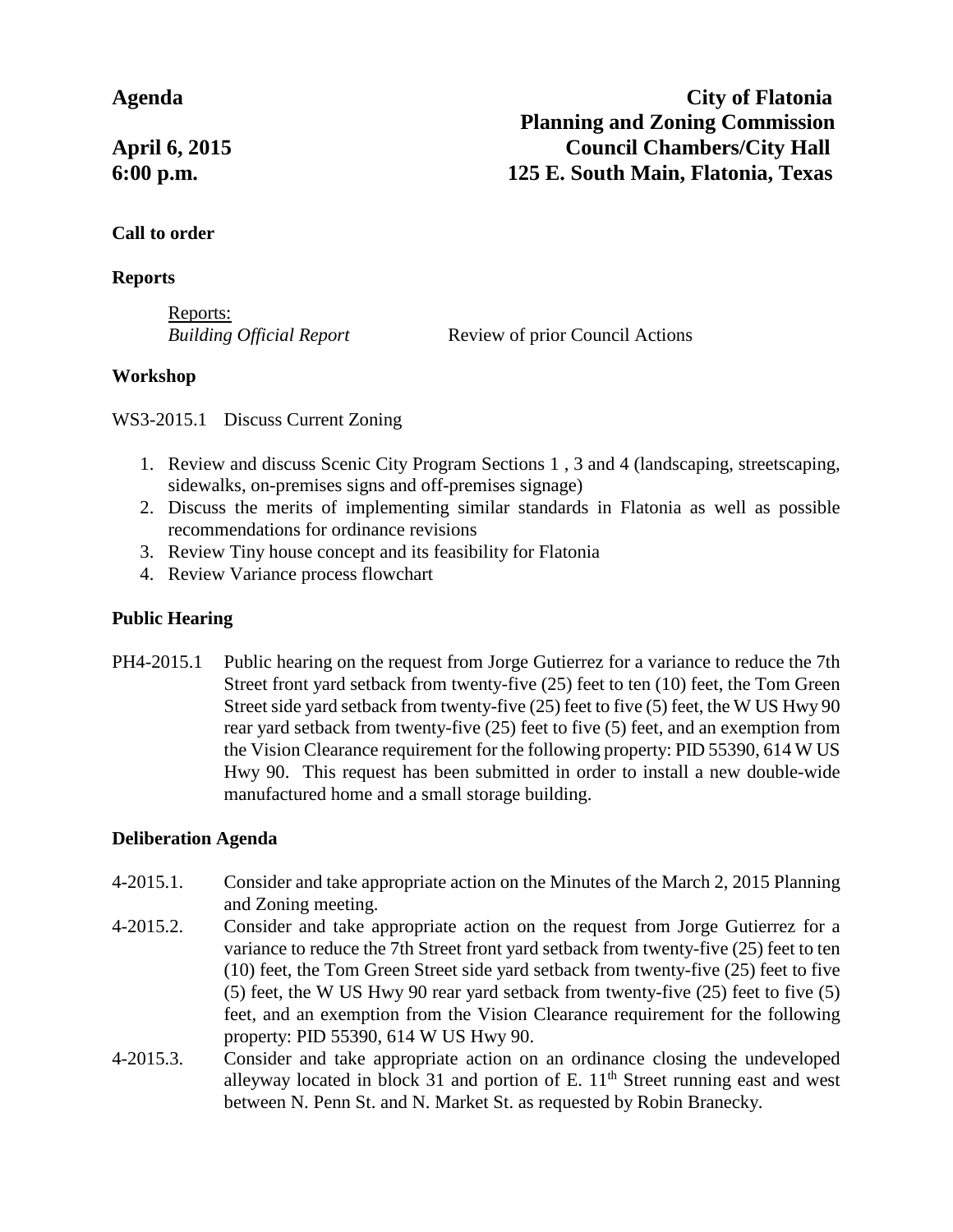**Agenda**

**April 6, 2015**
**6:00 p.m.**

**City of Flatonia**
**Planning and Zoning Commission**
**Council Chambers/City Hall**
**125 E. South Main, Flatonia, Texas**

**Call to order**

**Reports**

Reports:
*Building Official Report* Review of prior Council Actions

**Workshop**

WS3-2015.1 Discuss Current Zoning

1. Review and discuss Scenic City Program Sections 1 , 3 and 4 (landscaping, streetscaping, sidewalks, on-premises signs and off-premises signage)
2. Discuss the merits of implementing similar standards in Flatonia as well as possible recommendations for ordinance revisions
3. Review Tiny house concept and its feasibility for Flatonia
4. Review Variance process flowchart

**Public Hearing**

PH4-2015.1 Public hearing on the request from Jorge Gutierrez for a variance to reduce the 7th Street front yard setback from twenty-five (25) feet to ten (10) feet, the Tom Green Street side yard setback from twenty-five (25) feet to five (5) feet, the W US Hwy 90 rear yard setback from twenty-five (25) feet to five (5) feet, and an exemption from the Vision Clearance requirement for the following property: PID 55390, 614 W US Hwy 90. This request has been submitted in order to install a new double-wide manufactured home and a small storage building.

**Deliberation Agenda**

4-2015.1. Consider and take appropriate action on the Minutes of the March 2, 2015 Planning and Zoning meeting.

4-2015.2. Consider and take appropriate action on the request from Jorge Gutierrez for a variance to reduce the 7th Street front yard setback from twenty-five (25) feet to ten (10) feet, the Tom Green Street side yard setback from twenty-five (25) feet to five (5) feet, the W US Hwy 90 rear yard setback from twenty-five (25) feet to five (5) feet, and an exemption from the Vision Clearance requirement for the following property: PID 55390, 614 W US Hwy 90.

4-2015.3. Consider and take appropriate action on an ordinance closing the undeveloped alleyway located in block 31 and portion of E. 11th Street running east and west between N. Penn St. and N. Market St. as requested by Robin Branecky.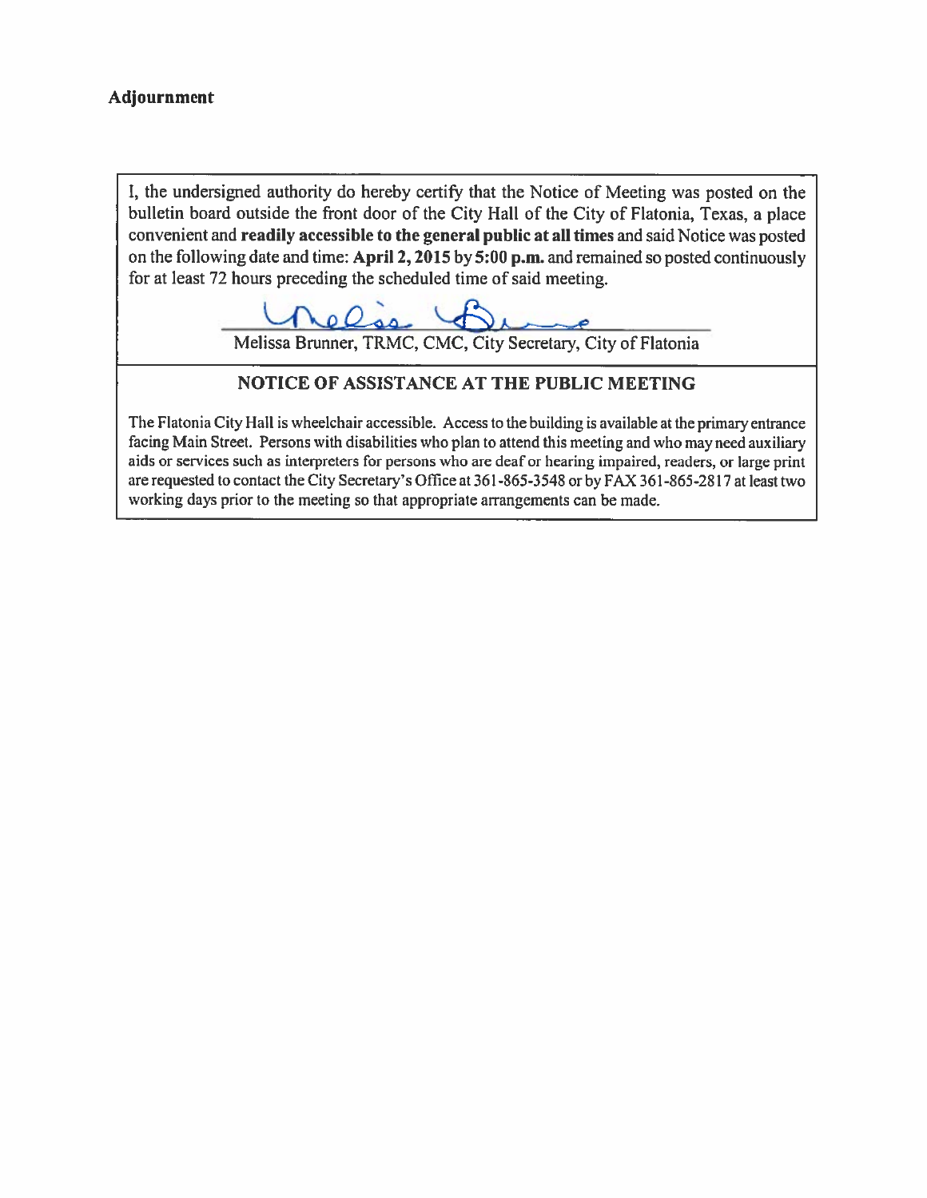## Adjournment

I, the undersigned authority do hereby certify that the Notice of Meeting was posted on the bulletin board outside the front door of the City Hall of the City of Flatonia, Texas, a place convenient and **readily accessible to the general public at all times** and said Notice was posted on the following date and time: **April 2, 2015** by **5:00 p.m.** and remained so posted continuously for at least 72 hours preceding the scheduled time of said meeting.

Melissa Brunner, TRMC, CMC, City Secretary, City of Flatonia

### NOTICE OF ASSISTANCE AT THE PUBLIC MEETING

The Flatonia City Hall is wheelchair accessible. Access to the building is available at the primary entrance facing Main Street. Persons with disabilities who plan to attend this meeting and who may need auxiliary aids or services such as interpreters for persons who are deaf or hearing impaired, readers, or large print are requested to contact the City Secretary's Office at 361-865-3548 or by FAX 361-865-2817 at least two working days prior to the meeting so that appropriate arrangements can be made.